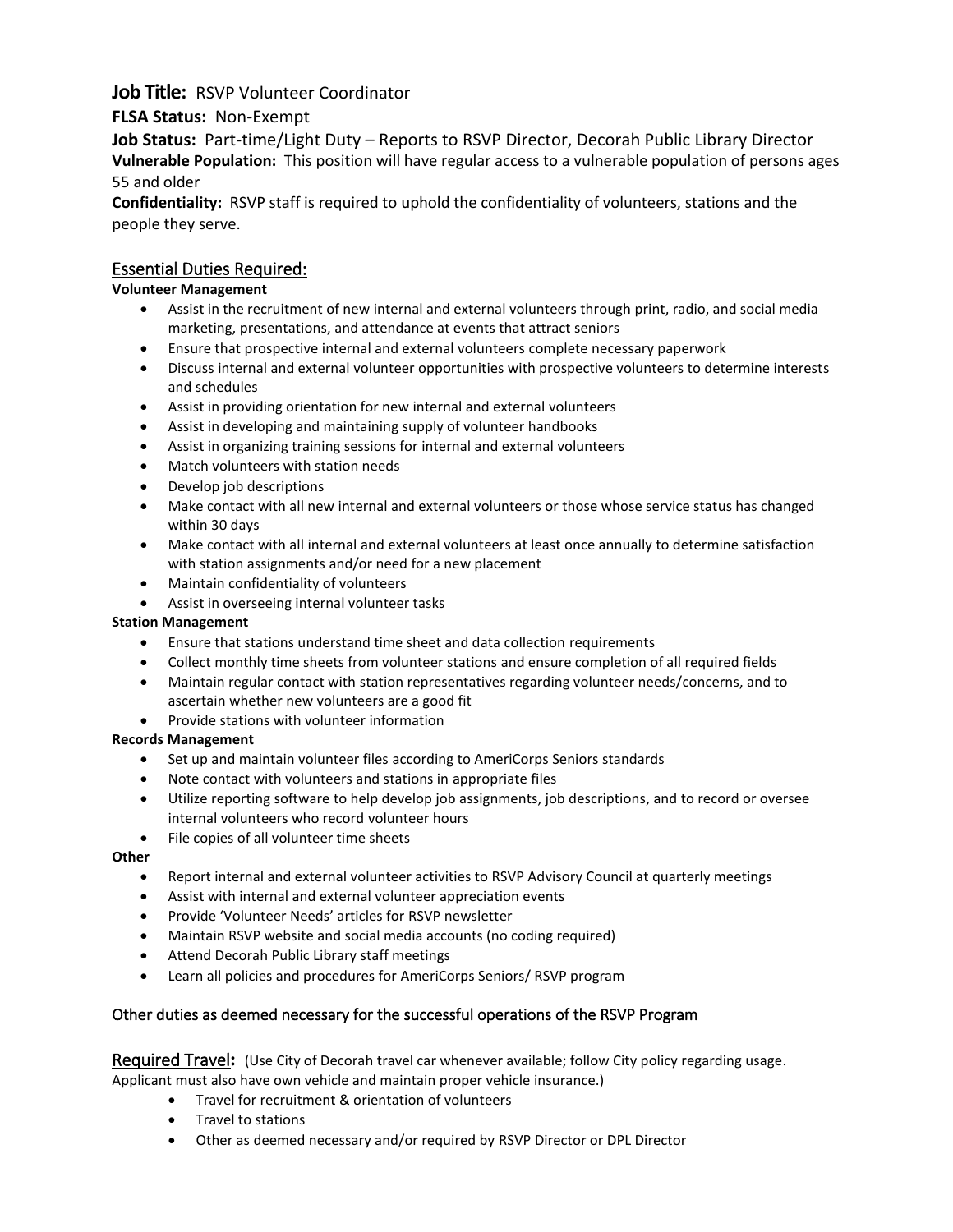**Job Title:** RSVP Volunteer Coordinator

**FLSA Status:** Non-Exempt

**Job Status:** Part-time/Light Duty – Reports to RSVP Director, Decorah Public Library Director

**Vulnerable Population:** This position will have regular access to a vulnerable population of persons ages 55 and older

**Confidentiality:** RSVP staff is required to uphold the confidentiality of volunteers, stations and the people they serve.

## Essential Duties Required:

**Volunteer Management**

- Assist in the recruitment of new internal and external volunteers through print, radio, and social media marketing, presentations, and attendance at events that attract seniors
- Ensure that prospective internal and external volunteers complete necessary paperwork
- Discuss internal and external volunteer opportunities with prospective volunteers to determine interests and schedules
- Assist in providing orientation for new internal and external volunteers
- Assist in developing and maintaining supply of volunteer handbooks
- Assist in organizing training sessions for internal and external volunteers
- Match volunteers with station needs
- Develop job descriptions
- Make contact with all new internal and external volunteers or those whose service status has changed within 30 days
- Make contact with all internal and external volunteers at least once annually to determine satisfaction with station assignments and/or need for a new placement
- Maintain confidentiality of volunteers
- Assist in overseeing internal volunteer tasks

**Station Management**

- Ensure that stations understand time sheet and data collection requirements
- Collect monthly time sheets from volunteer stations and ensure completion of all required fields
- Maintain regular contact with station representatives regarding volunteer needs/concerns, and to ascertain whether new volunteers are a good fit
- Provide stations with volunteer information

**Records Management**

- Set up and maintain volunteer files according to AmeriCorps Seniors standards
- Note contact with volunteers and stations in appropriate files
- Utilize reporting software to help develop job assignments, job descriptions, and to record or oversee internal volunteers who record volunteer hours
- File copies of all volunteer time sheets

**Other**

- Report internal and external volunteer activities to RSVP Advisory Council at quarterly meetings
- Assist with internal and external volunteer appreciation events
- Provide 'Volunteer Needs' articles for RSVP newsletter
- Maintain RSVP website and social media accounts (no coding required)
- Attend Decorah Public Library staff meetings
- Learn all policies and procedures for AmeriCorps Seniors/ RSVP program

### Other duties as deemed necessary for the successful operations of the RSVP Program

## Required Travel:

(Use City of Decorah travel car whenever available; follow City policy regarding usage. Applicant must also have own vehicle and maintain proper vehicle insurance.)

- Travel for recruitment & orientation of volunteers
- Travel to stations
- Other as deemed necessary and/or required by RSVP Director or DPL Director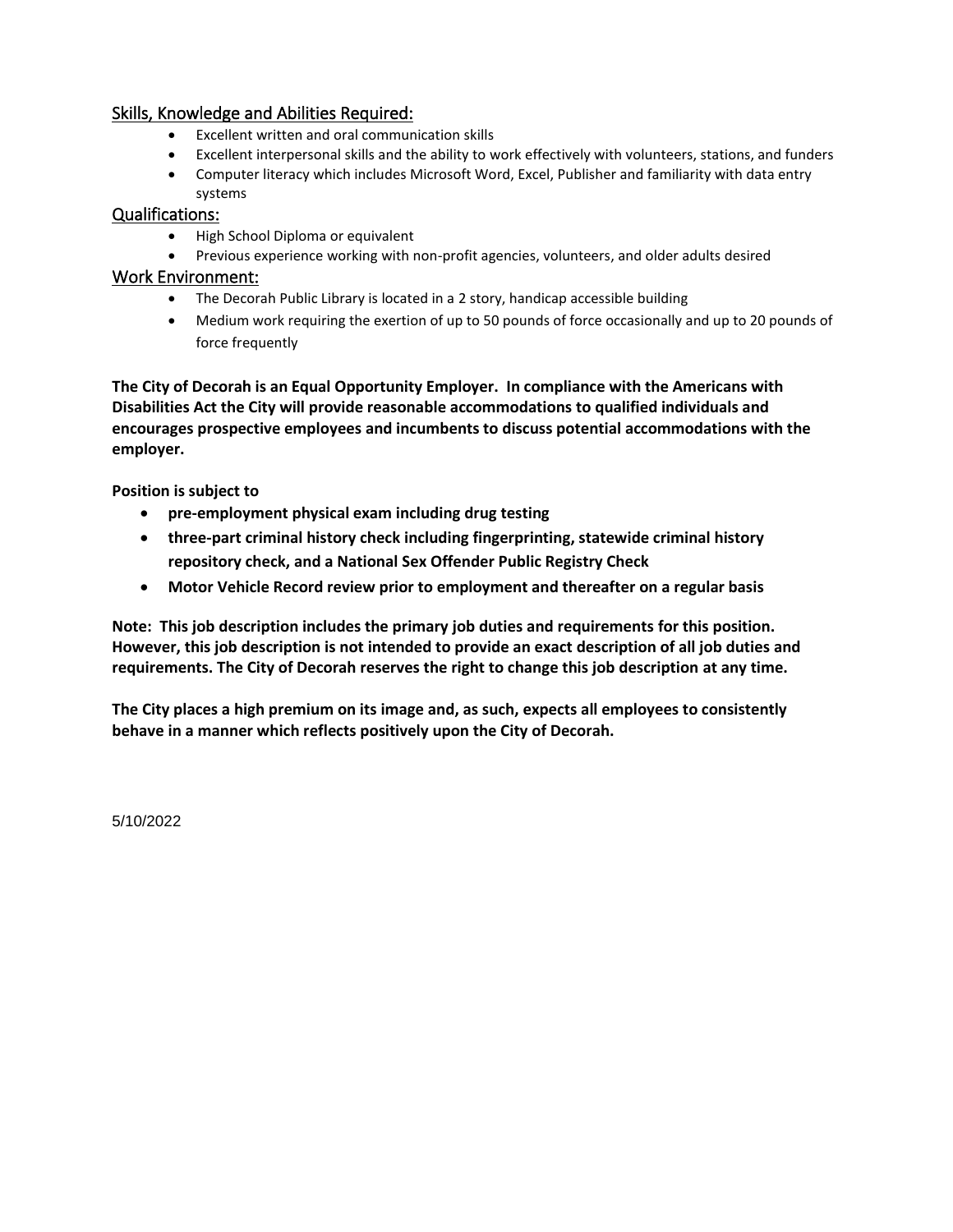## Skills, Knowledge and Abilities Required:

- Excellent written and oral communication skills
- Excellent interpersonal skills and the ability to work effectively with volunteers, stations, and funders
- Computer literacy which includes Microsoft Word, Excel, Publisher and familiarity with data entry systems

## Qualifications:

- High School Diploma or equivalent
- Previous experience working with non-profit agencies, volunteers, and older adults desired

## Work Environment:

- The Decorah Public Library is located in a 2 story, handicap accessible building
- Medium work requiring the exertion of up to 50 pounds of force occasionally and up to 20 pounds of force frequently

**The City of Decorah is an Equal Opportunity Employer. In compliance with the Americans with Disabilities Act the City will provide reasonable accommodations to qualified individuals and encourages prospective employees and incumbents to discuss potential accommodations with the employer.**

**Position is subject to**

- **pre-employment physical exam including drug testing**
- **three-part criminal history check including fingerprinting, statewide criminal history repository check, and a National Sex Offender Public Registry Check**
- **Motor Vehicle Record review prior to employment and thereafter on a regular basis**

**Note: This job description includes the primary job duties and requirements for this position. However, this job description is not intended to provide an exact description of all job duties and requirements. The City of Decorah reserves the right to change this job description at any time.**

**The City places a high premium on its image and, as such, expects all employees to consistently behave in a manner which reflects positively upon the City of Decorah.**

5/10/2022